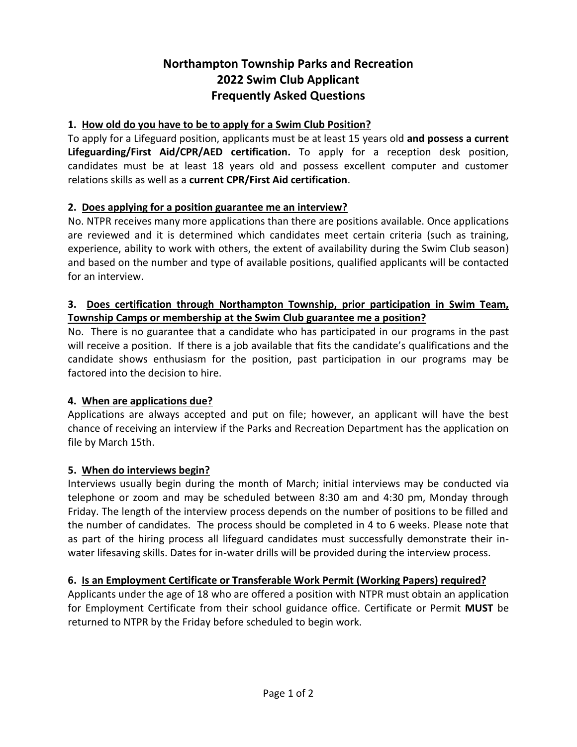# Northampton Township Parks and Recreation
# 2022 Swim Club Applicant
# Frequently Asked Questions

### 1. How old do you have to be to apply for a Swim Club Position?

To apply for a Lifeguard position, applicants must be at least 15 years old **and possess a current Lifeguarding/First Aid/CPR/AED certification.** To apply for a reception desk position, candidates must be at least 18 years old and possess excellent computer and customer relations skills as well as a **current CPR/First Aid certification**.

### 2. Does applying for a position guarantee me an interview?

No. NTPR receives many more applications than there are positions available. Once applications are reviewed and it is determined which candidates meet certain criteria (such as training, experience, ability to work with others, the extent of availability during the Swim Club season) and based on the number and type of available positions, qualified applicants will be contacted for an interview.

### 3. Does certification through Northampton Township, prior participation in Swim Team, Township Camps or membership at the Swim Club guarantee me a position?

No. There is no guarantee that a candidate who has participated in our programs in the past will receive a position. If there is a job available that fits the candidate's qualifications and the candidate shows enthusiasm for the position, past participation in our programs may be factored into the decision to hire.

### 4. When are applications due?

Applications are always accepted and put on file; however, an applicant will have the best chance of receiving an interview if the Parks and Recreation Department has the application on file by March 15th.

### 5. When do interviews begin?

Interviews usually begin during the month of March; initial interviews may be conducted via telephone or zoom and may be scheduled between 8:30 am and 4:30 pm, Monday through Friday. The length of the interview process depends on the number of positions to be filled and the number of candidates. The process should be completed in 4 to 6 weeks. Please note that as part of the hiring process all lifeguard candidates must successfully demonstrate their in-water lifesaving skills. Dates for in-water drills will be provided during the interview process.

### 6. Is an Employment Certificate or Transferable Work Permit (Working Papers) required?

Applicants under the age of 18 who are offered a position with NTPR must obtain an application for Employment Certificate from their school guidance office. Certificate or Permit **MUST** be returned to NTPR by the Friday before scheduled to begin work.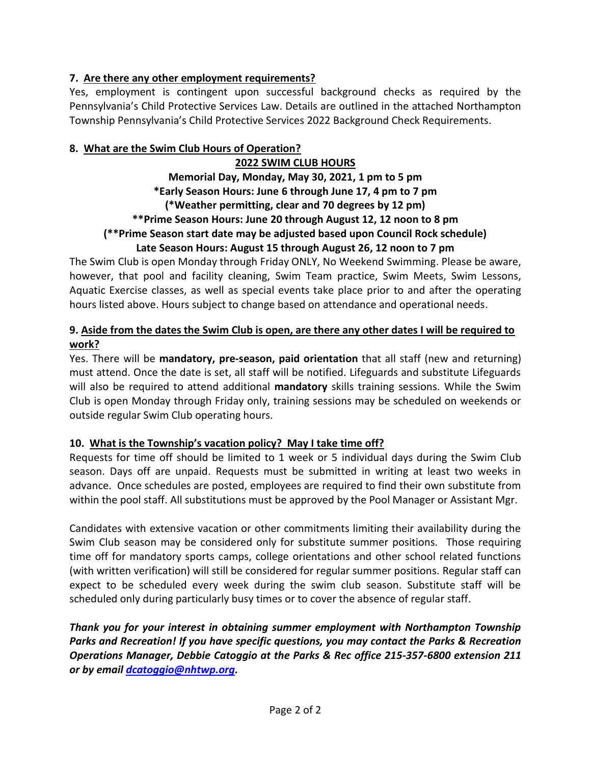**7. <u>Are there any other employment requirements?</u>**

Yes, employment is contingent upon successful background checks as required by the Pennsylvania's Child Protective Services Law. Details are outlined in the attached Northampton Township Pennsylvania's Child Protective Services 2022 Background Check Requirements.

**8. <u>What are the Swim Club Hours of Operation?</u>**

**<u>2022 SWIM CLUB HOURS</u>**

**Memorial Day, Monday, May 30, 2021, 1 pm to 5 pm**

**\*Early Season Hours: June 6 through June 17, 4 pm to 7 pm**

**(\*Weather permitting, clear and 70 degrees by 12 pm)**

**\*\*Prime Season Hours: June 20 through August 12, 12 noon to 8 pm**

**(\*\*Prime Season start date may be adjusted based upon Council Rock schedule)**

**Late Season Hours: August 15 through August 26, 12 noon to 7 pm**

The Swim Club is open Monday through Friday ONLY, No Weekend Swimming. Please be aware, however, that pool and facility cleaning, Swim Team practice, Swim Meets, Swim Lessons, Aquatic Exercise classes, as well as special events take place prior to and after the operating hours listed above. Hours subject to change based on attendance and operational needs.

**9. <u>Aside from the dates the Swim Club is open, are there any other dates I will be required to work?</u>**

Yes. There will be **mandatory, pre-season, paid orientation** that all staff (new and returning) must attend. Once the date is set, all staff will be notified. Lifeguards and substitute Lifeguards will also be required to attend additional **mandatory** skills training sessions. While the Swim Club is open Monday through Friday only, training sessions may be scheduled on weekends or outside regular Swim Club operating hours.

**10. <u>What is the Township's vacation policy? May I take time off?</u>**

Requests for time off should be limited to 1 week or 5 individual days during the Swim Club season. Days off are unpaid. Requests must be submitted in writing at least two weeks in advance. Once schedules are posted, employees are required to find their own substitute from within the pool staff. All substitutions must be approved by the Pool Manager or Assistant Mgr.

Candidates with extensive vacation or other commitments limiting their availability during the Swim Club season may be considered only for substitute summer positions. Those requiring time off for mandatory sports camps, college orientations and other school related functions (with written verification) will still be considered for regular summer positions. Regular staff can expect to be scheduled every week during the swim club season. Substitute staff will be scheduled only during particularly busy times or to cover the absence of regular staff.

***Thank you for your interest in obtaining summer employment with Northampton Township Parks and Recreation! If you have specific questions, you may contact the Parks & Recreation Operations Manager, Debbie Catoggio at the Parks & Rec office 215-357-6800 extension 211 or by email [dcatoggio@nhtwp.org](mailto:dcatoggio@nhtwp.org).***